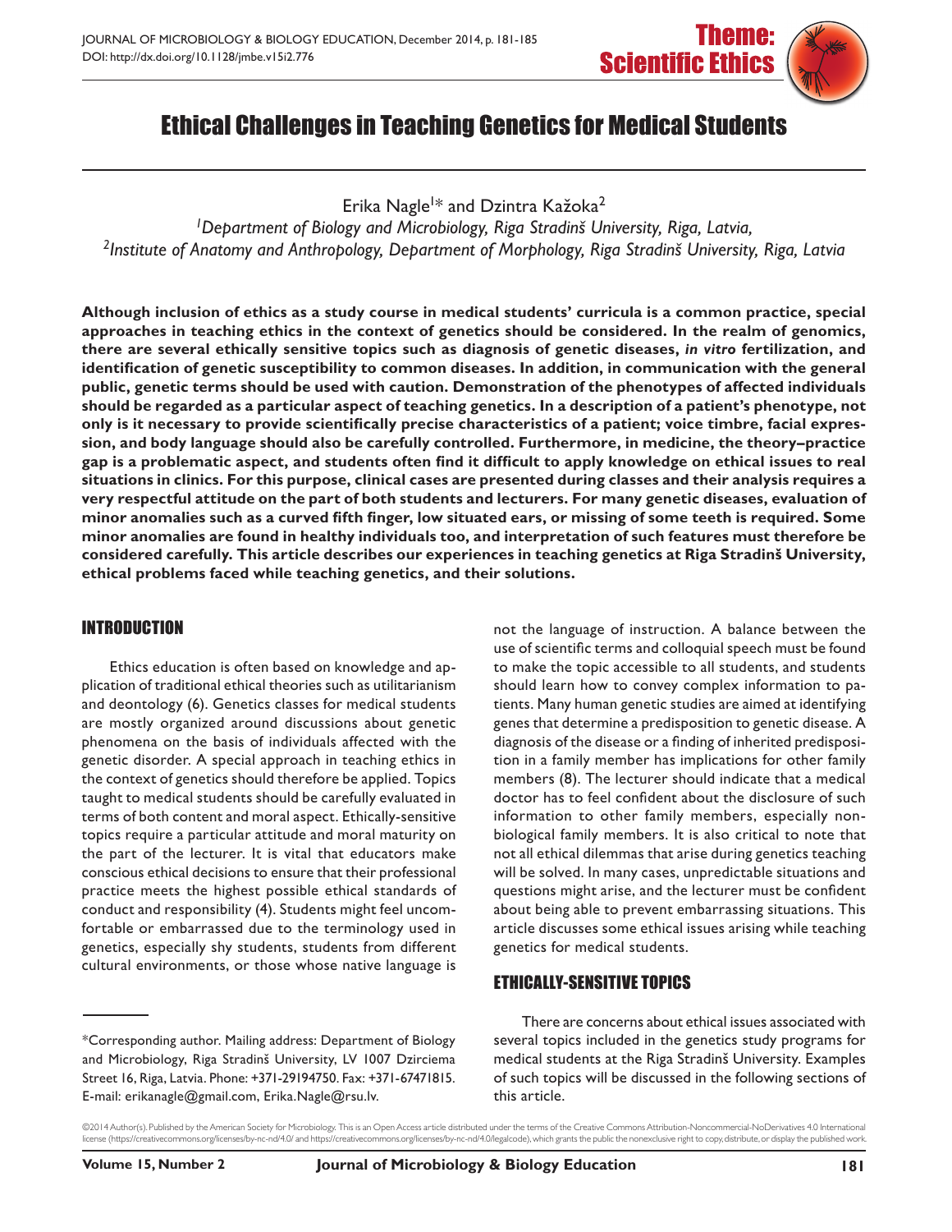# Ethical Challenges in Teaching Genetics for Medical Students

Erika Nagle[1]* and Dzintra Kažoka[2]

[1]Department of Biology and Microbiology, Riga Stradinš University, Riga, Latvia,
[2]Institute of Anatomy and Anthropology, Department of Morphology, Riga Stradinš University, Riga, Latvia

**Although inclusion of ethics as a study course in medical students' curricula is a common practice, special approaches in teaching ethics in the context of genetics should be considered. In the realm of genomics, there are several ethically sensitive topics such as diagnosis of genetic diseases, *in vitro* fertilization, and identification of genetic susceptibility to common diseases. In addition, in communication with the general public, genetic terms should be used with caution. Demonstration of the phenotypes of affected individuals should be regarded as a particular aspect of teaching genetics. In a description of a patient's phenotype, not only is it necessary to provide scientifically precise characteristics of a patient; voice timbre, facial expression, and body language should also be carefully controlled. Furthermore, in medicine, the theory–practice gap is a problematic aspect, and students often find it difficult to apply knowledge on ethical issues to real situations in clinics. For this purpose, clinical cases are presented during classes and their analysis requires a very respectful attitude on the part of both students and lecturers. For many genetic diseases, evaluation of minor anomalies such as a curved fifth finger, low situated ears, or missing of some teeth is required. Some minor anomalies are found in healthy individuals too, and interpretation of such features must therefore be considered carefully. This article describes our experiences in teaching genetics at Riga Stradinš University, ethical problems faced while teaching genetics, and their solutions.**

## INTRODUCTION

Ethics education is often based on knowledge and application of traditional ethical theories such as utilitarianism and deontology (6). Genetics classes for medical students are mostly organized around discussions about genetic phenomena on the basis of individuals affected with the genetic disorder. A special approach in teaching ethics in the context of genetics should therefore be applied. Topics taught to medical students should be carefully evaluated in terms of both content and moral aspect. Ethically-sensitive topics require a particular attitude and moral maturity on the part of the lecturer. It is vital that educators make conscious ethical decisions to ensure that their professional practice meets the highest possible ethical standards of conduct and responsibility (4). Students might feel uncomfortable or embarrassed due to the terminology used in genetics, especially shy students, students from different cultural environments, or those whose native language is not the language of instruction. A balance between the use of scientific terms and colloquial speech must be found to make the topic accessible to all students, and students should learn how to convey complex information to patients. Many human genetic studies are aimed at identifying genes that determine a predisposition to genetic disease. A diagnosis of the disease or a finding of inherited predisposition in a family member has implications for other family members (8). The lecturer should indicate that a medical doctor has to feel confident about the disclosure of such information to other family members, especially non-biological family members. It is also critical to note that not all ethical dilemmas that arise during genetics teaching will be solved. In many cases, unpredictable situations and questions might arise, and the lecturer must be confident about being able to prevent embarrassing situations. This article discusses some ethical issues arising while teaching genetics for medical students.

## ETHICALLY-SENSITIVE TOPICS

There are concerns about ethical issues associated with several topics included in the genetics study programs for medical students at the Riga Stradinš University. Examples of such topics will be discussed in the following sections of this article.

*Corresponding author. Mailing address: Department of Biology and Microbiology, Riga Stradinš University, LV 1007 Dzirciema Street 16, Riga, Latvia. Phone: +371-29194750. Fax: +371-67471815. E-mail: erikanagle@gmail.com, Erika.Nagle@rsu.lv.

©2014 Author(s). Published by the American Society for Microbiology. This is an Open Access article distributed under the terms of the Creative Commons Attribution-Noncommercial-NoDerivatives 4.0 International license (https://creativecommons.org/licenses/by-nc-nd/4.0/ and https://creativecommons.org/licenses/by-nc-nd/4.0/legalcode), which grants the public the nonexclusive right to copy, distribute, or display the published work.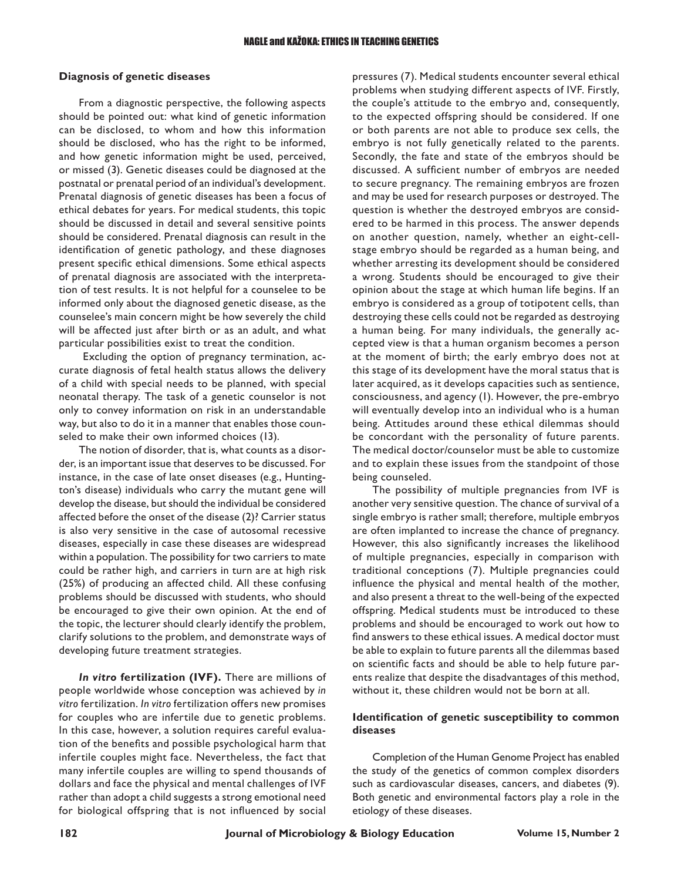### Diagnosis of genetic diseases

From a diagnostic perspective, the following aspects should be pointed out: what kind of genetic information can be disclosed, to whom and how this information should be disclosed, who has the right to be informed, and how genetic information might be used, perceived, or missed (3). Genetic diseases could be diagnosed at the postnatal or prenatal period of an individual's development. Prenatal diagnosis of genetic diseases has been a focus of ethical debates for years. For medical students, this topic should be discussed in detail and several sensitive points should be considered. Prenatal diagnosis can result in the identification of genetic pathology, and these diagnoses present specific ethical dimensions. Some ethical aspects of prenatal diagnosis are associated with the interpretation of test results. It is not helpful for a counselee to be informed only about the diagnosed genetic disease, as the counselee's main concern might be how severely the child will be affected just after birth or as an adult, and what particular possibilities exist to treat the condition.

Excluding the option of pregnancy termination, accurate diagnosis of fetal health status allows the delivery of a child with special needs to be planned, with special neonatal therapy. The task of a genetic counselor is not only to convey information on risk in an understandable way, but also to do it in a manner that enables those counseled to make their own informed choices (13).

The notion of disorder, that is, what counts as a disorder, is an important issue that deserves to be discussed. For instance, in the case of late onset diseases (e.g., Huntington's disease) individuals who carry the mutant gene will develop the disease, but should the individual be considered affected before the onset of the disease (2)? Carrier status is also very sensitive in the case of autosomal recessive diseases, especially in case these diseases are widespread within a population. The possibility for two carriers to mate could be rather high, and carriers in turn are at high risk (25%) of producing an affected child. All these confusing problems should be discussed with students, who should be encouraged to give their own opinion. At the end of the topic, the lecturer should clearly identify the problem, clarify solutions to the problem, and demonstrate ways of developing future treatment strategies.

***In vitro* fertilization (IVF).** There are millions of people worldwide whose conception was achieved by *in vitro* fertilization. *In vitro* fertilization offers new promises for couples who are infertile due to genetic problems. In this case, however, a solution requires careful evaluation of the benefits and possible psychological harm that infertile couples might face. Nevertheless, the fact that many infertile couples are willing to spend thousands of dollars and face the physical and mental challenges of IVF rather than adopt a child suggests a strong emotional need for biological offspring that is not influenced by social pressures (7). Medical students encounter several ethical problems when studying different aspects of IVF. Firstly, the couple's attitude to the embryo and, consequently, to the expected offspring should be considered. If one or both parents are not able to produce sex cells, the embryo is not fully genetically related to the parents. Secondly, the fate and state of the embryos should be discussed. A sufficient number of embryos are needed to secure pregnancy. The remaining embryos are frozen and may be used for research purposes or destroyed. The question is whether the destroyed embryos are considered to be harmed in this process. The answer depends on another question, namely, whether an eight-cell-stage embryo should be regarded as a human being, and whether arresting its development should be considered a wrong. Students should be encouraged to give their opinion about the stage at which human life begins. If an embryo is considered as a group of totipotent cells, than destroying these cells could not be regarded as destroying a human being. For many individuals, the generally accepted view is that a human organism becomes a person at the moment of birth; the early embryo does not at this stage of its development have the moral status that is later acquired, as it develops capacities such as sentience, consciousness, and agency (1). However, the pre-embryo will eventually develop into an individual who is a human being. Attitudes around these ethical dilemmas should be concordant with the personality of future parents. The medical doctor/counselor must be able to customize and to explain these issues from the standpoint of those being counseled.

The possibility of multiple pregnancies from IVF is another very sensitive question. The chance of survival of a single embryo is rather small; therefore, multiple embryos are often implanted to increase the chance of pregnancy. However, this also significantly increases the likelihood of multiple pregnancies, especially in comparison with traditional conceptions (7). Multiple pregnancies could influence the physical and mental health of the mother, and also present a threat to the well-being of the expected offspring. Medical students must be introduced to these problems and should be encouraged to work out how to find answers to these ethical issues. A medical doctor must be able to explain to future parents all the dilemmas based on scientific facts and should be able to help future parents realize that despite the disadvantages of this method, without it, these children would not be born at all.

### Identification of genetic susceptibility to common diseases

Completion of the Human Genome Project has enabled the study of the genetics of common complex disorders such as cardiovascular diseases, cancers, and diabetes (9). Both genetic and environmental factors play a role in the etiology of these diseases.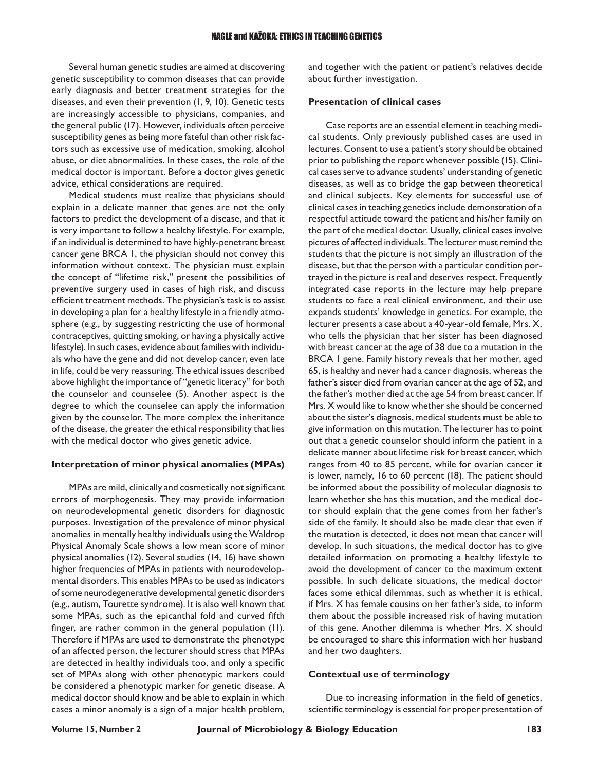Several human genetic studies are aimed at discovering genetic susceptibility to common diseases that can provide early diagnosis and better treatment strategies for the diseases, and even their prevention (1, 9, 10). Genetic tests are increasingly accessible to physicians, companies, and the general public (17). However, individuals often perceive susceptibility genes as being more fateful than other risk factors such as excessive use of medication, smoking, alcohol abuse, or diet abnormalities. In these cases, the role of the medical doctor is important. Before a doctor gives genetic advice, ethical considerations are required.

Medical students must realize that physicians should explain in a delicate manner that genes are not the only factors to predict the development of a disease, and that it is very important to follow a healthy lifestyle. For example, if an individual is determined to have highly-penetrant breast cancer gene BRCA 1, the physician should not convey this information without context. The physician must explain the concept of "lifetime risk," present the possibilities of preventive surgery used in cases of high risk, and discuss efficient treatment methods. The physician's task is to assist in developing a plan for a healthy lifestyle in a friendly atmosphere (e.g., by suggesting restricting the use of hormonal contraceptives, quitting smoking, or having a physically active lifestyle). In such cases, evidence about families with individuals who have the gene and did not develop cancer, even late in life, could be very reassuring. The ethical issues described above highlight the importance of "genetic literacy" for both the counselor and counselee (5). Another aspect is the degree to which the counselee can apply the information given by the counselor. The more complex the inheritance of the disease, the greater the ethical responsibility that lies with the medical doctor who gives genetic advice.

### Interpretation of minor physical anomalies (MPAs)

MPAs are mild, clinically and cosmetically not significant errors of morphogenesis. They may provide information on neurodevelopmental genetic disorders for diagnostic purposes. Investigation of the prevalence of minor physical anomalies in mentally healthy individuals using the Waldrop Physical Anomaly Scale shows a low mean score of minor physical anomalies (12). Several studies (14, 16) have shown higher frequencies of MPAs in patients with neurodevelopmental disorders. This enables MPAs to be used as indicators of some neurodegenerative developmental genetic disorders (e.g., autism, Tourette syndrome). It is also well known that some MPAs, such as the epicanthal fold and curved fifth finger, are rather common in the general population (11). Therefore if MPAs are used to demonstrate the phenotype of an affected person, the lecturer should stress that MPAs are detected in healthy individuals too, and only a specific set of MPAs along with other phenotypic markers could be considered a phenotypic marker for genetic disease. A medical doctor should know and be able to explain in which cases a minor anomaly is a sign of a major health problem, and together with the patient or patient's relatives decide about further investigation.

### Presentation of clinical cases

Case reports are an essential element in teaching medical students. Only previously published cases are used in lectures. Consent to use a patient's story should be obtained prior to publishing the report whenever possible (15). Clinical cases serve to advance students' understanding of genetic diseases, as well as to bridge the gap between theoretical and clinical subjects. Key elements for successful use of clinical cases in teaching genetics include demonstration of a respectful attitude toward the patient and his/her family on the part of the medical doctor. Usually, clinical cases involve pictures of affected individuals. The lecturer must remind the students that the picture is not simply an illustration of the disease, but that the person with a particular condition portrayed in the picture is real and deserves respect. Frequently integrated case reports in the lecture may help prepare students to face a real clinical environment, and their use expands students' knowledge in genetics. For example, the lecturer presents a case about a 40-year-old female, Mrs. X, who tells the physician that her sister has been diagnosed with breast cancer at the age of 38 due to a mutation in the BRCA 1 gene. Family history reveals that her mother, aged 65, is healthy and never had a cancer diagnosis, whereas the father's sister died from ovarian cancer at the age of 52, and the father's mother died at the age 54 from breast cancer. If Mrs. X would like to know whether she should be concerned about the sister's diagnosis, medical students must be able to give information on this mutation. The lecturer has to point out that a genetic counselor should inform the patient in a delicate manner about lifetime risk for breast cancer, which ranges from 40 to 85 percent, while for ovarian cancer it is lower, namely, 16 to 60 percent (18). The patient should be informed about the possibility of molecular diagnosis to learn whether she has this mutation, and the medical doctor should explain that the gene comes from her father's side of the family. It should also be made clear that even if the mutation is detected, it does not mean that cancer will develop. In such situations, the medical doctor has to give detailed information on promoting a healthy lifestyle to avoid the development of cancer to the maximum extent possible. In such delicate situations, the medical doctor faces some ethical dilemmas, such as whether it is ethical, if Mrs. X has female cousins on her father's side, to inform them about the possible increased risk of having mutation of this gene. Another dilemma is whether Mrs. X should be encouraged to share this information with her husband and her two daughters.

### Contextual use of terminology

Due to increasing information in the field of genetics, scientific terminology is essential for proper presentation of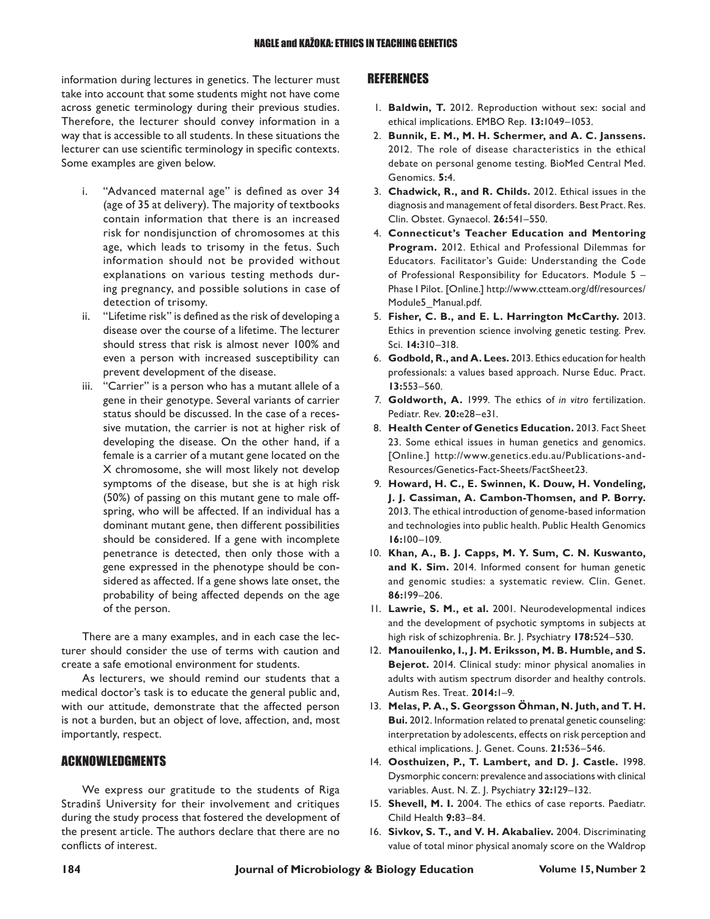information during lectures in genetics. The lecturer must take into account that some students might not have come across genetic terminology during their previous studies. Therefore, the lecturer should convey information in a way that is accessible to all students. In these situations the lecturer can use scientific terminology in specific contexts. Some examples are given below.

i. "Advanced maternal age" is defined as over 34 (age of 35 at delivery). The majority of textbooks contain information that there is an increased risk for nondisjunction of chromosomes at this age, which leads to trisomy in the fetus. Such information should not be provided without explanations on various testing methods during pregnancy, and possible solutions in case of detection of trisomy.
ii. "Lifetime risk" is defined as the risk of developing a disease over the course of a lifetime. The lecturer should stress that risk is almost never 100% and even a person with increased susceptibility can prevent development of the disease.
iii. "Carrier" is a person who has a mutant allele of a gene in their genotype. Several variants of carrier status should be discussed. In the case of a recessive mutation, the carrier is not at higher risk of developing the disease. On the other hand, if a female is a carrier of a mutant gene located on the X chromosome, she will most likely not develop symptoms of the disease, but she is at high risk (50%) of passing on this mutant gene to male offspring, who will be affected. If an individual has a dominant mutant gene, then different possibilities should be considered. If a gene with incomplete penetrance is detected, then only those with a gene expressed in the phenotype should be considered as affected. If a gene shows late onset, the probability of being affected depends on the age of the person.

There are a many examples, and in each case the lecturer should consider the use of terms with caution and create a safe emotional environment for students.

As lecturers, we should remind our students that a medical doctor's task is to educate the general public and, with our attitude, demonstrate that the affected person is not a burden, but an object of love, affection, and, most importantly, respect.

## ACKNOWLEDGMENTS

We express our gratitude to the students of Riga Stradinš University for their involvement and critiques during the study process that fostered the development of the present article. The authors declare that there are no conflicts of interest.

## REFERENCES

1. **Baldwin, T.** 2012. Reproduction without sex: social and ethical implications. EMBO Rep. **13:**1049–1053.
2. **Bunnik, E. M., M. H. Schermer, and A. C. Janssens.** 2012. The role of disease characteristics in the ethical debate on personal genome testing. BioMed Central Med. Genomics. **5:**4.
3. **Chadwick, R., and R. Childs.** 2012. Ethical issues in the diagnosis and management of fetal disorders. Best Pract. Res. Clin. Obstet. Gynaecol. **26:**541–550.
4. **Connecticut's Teacher Education and Mentoring Program.** 2012. Ethical and Professional Dilemmas for Educators. Facilitator's Guide: Understanding the Code of Professional Responsibility for Educators. Module 5 – Phase I Pilot. [Online.] http://www.ctteam.org/df/resources/Module5_Manual.pdf.
5. **Fisher, C. B., and E. L. Harrington McCarthy.** 2013. Ethics in prevention science involving genetic testing. Prev. Sci. **14:**310–318.
6. **Godbold, R., and A. Lees.** 2013. Ethics education for health professionals: a values based approach. Nurse Educ. Pract. **13:**553–560.
7. **Goldworth, A.** 1999. The ethics of *in vitro* fertilization. Pediatr. Rev. **20:**e28–e31.
8. **Health Center of Genetics Education.** 2013. Fact Sheet 23. Some ethical issues in human genetics and genomics. [Online.] http://www.genetics.edu.au/Publications-and-Resources/Genetics-Fact-Sheets/FactSheet23.
9. **Howard, H. C., E. Swinnen, K. Douw, H. Vondeling, J. J. Cassiman, A. Cambon-Thomsen, and P. Borry.** 2013. The ethical introduction of genome-based information and technologies into public health. Public Health Genomics **16:**100–109.
10. **Khan, A., B. J. Capps, M. Y. Sum, C. N. Kuswanto, and K. Sim.** 2014. Informed consent for human genetic and genomic studies: a systematic review. Clin. Genet. **86:**199–206.
11. **Lawrie, S. M., et al.** 2001. Neurodevelopmental indices and the development of psychotic symptoms in subjects at high risk of schizophrenia. Br. J. Psychiatry **178:**524–530.
12. **Manouilenko, I., J. M. Eriksson, M. B. Humble, and S. Bejerot.** 2014. Clinical study: minor physical anomalies in adults with autism spectrum disorder and healthy controls. Autism Res. Treat. **2014:**1–9.
13. **Melas, P. A., S. Georgsson Öhman, N. Juth, and T. H. Bui.** 2012. Information related to prenatal genetic counseling: interpretation by adolescents, effects on risk perception and ethical implications. J. Genet. Couns. **21:**536–546.
14. **Oosthuizen, P., T. Lambert, and D. J. Castle.** 1998. Dysmorphic concern: prevalence and associations with clinical variables. Aust. N. Z. J. Psychiatry **32:**129–132.
15. **Shevell, M. I.** 2004. The ethics of case reports. Paediatr. Child Health **9:**83–84.
16. **Sivkov, S. T., and V. H. Akabaliev.** 2004. Discriminating value of total minor physical anomaly score on the Waldrop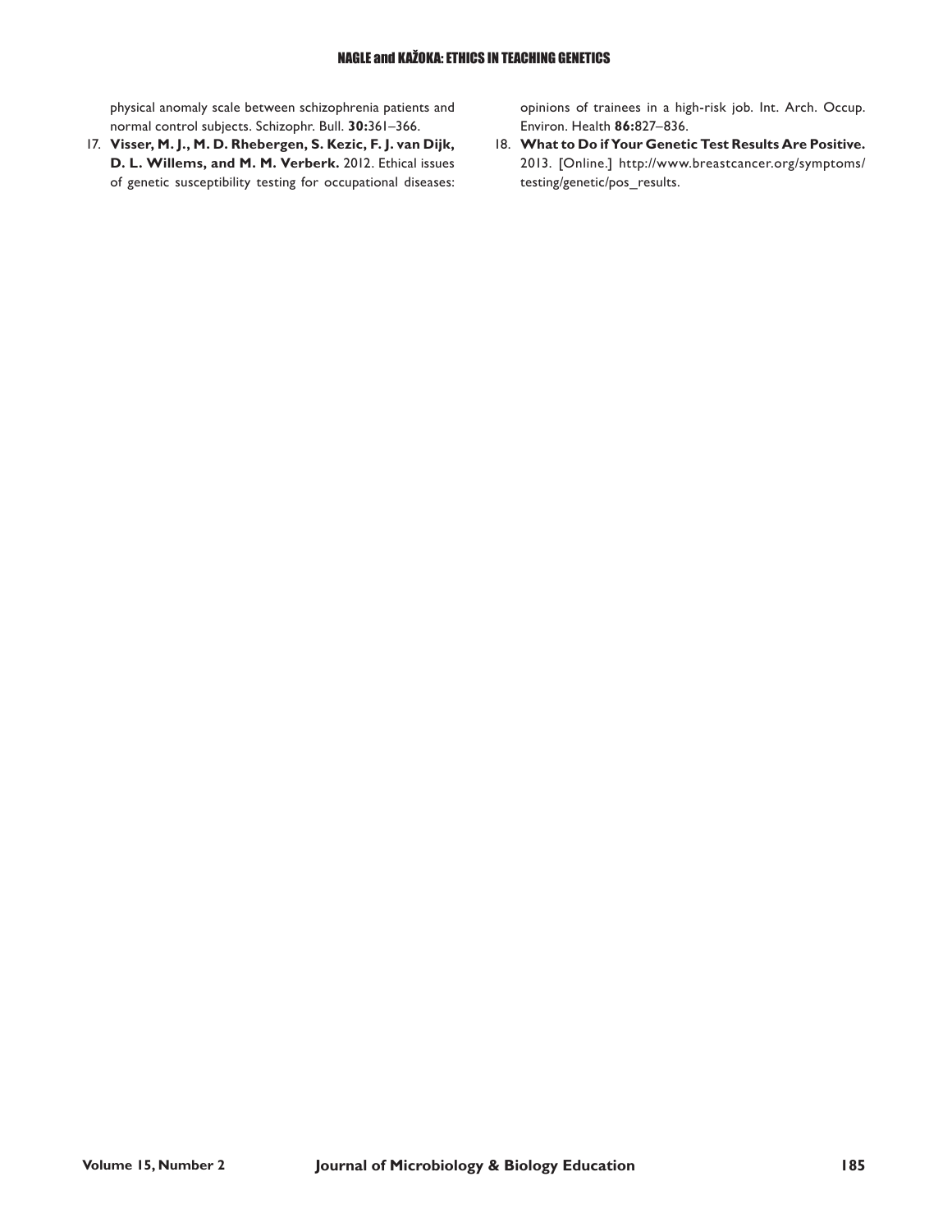physical anomaly scale between schizophrenia patients and normal control subjects. Schizophr. Bull. **30:**361–366.

17. **Visser, M. J., M. D. Rhebergen, S. Kezic, F. J. van Dijk, D. L. Willems, and M. M. Verberk.** 2012. Ethical issues of genetic susceptibility testing for occupational diseases: opinions of trainees in a high-risk job. Int. Arch. Occup. Environ. Health **86:**827–836.
18. **What to Do if Your Genetic Test Results Are Positive.** 2013. [Online.] http://www.breastcancer.org/symptoms/testing/genetic/pos_results.